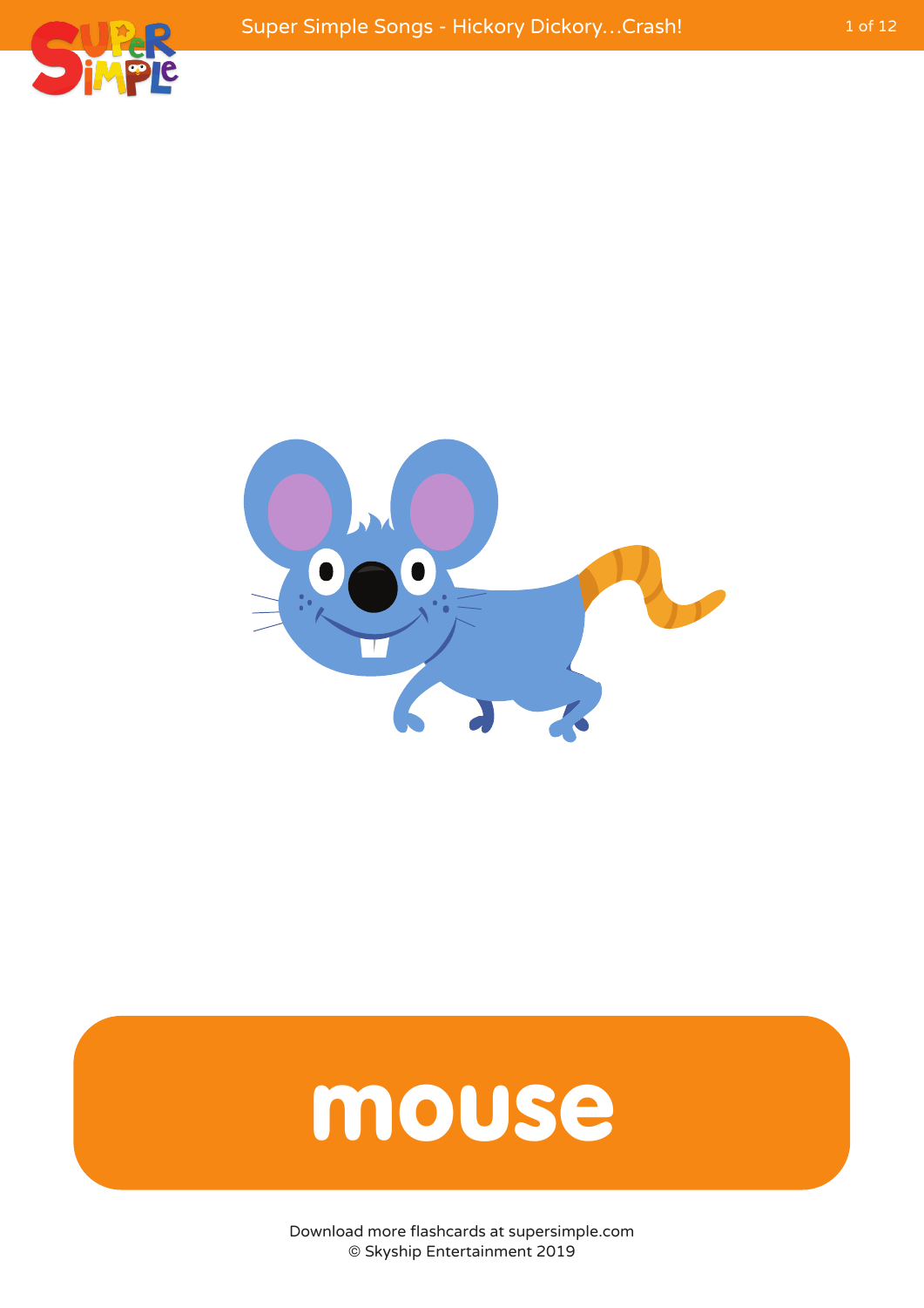# mouse

Download more flashcards at supersimple.com
© Skyship Entertainment 2019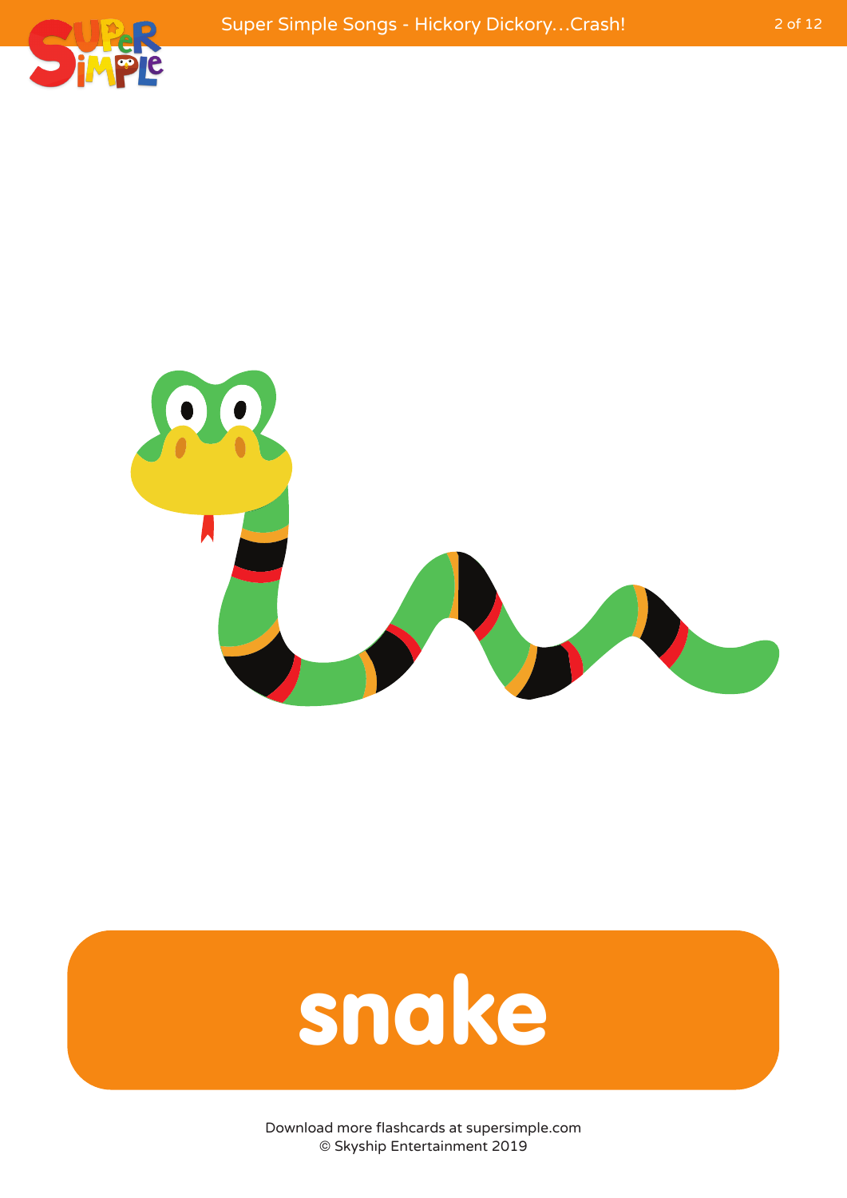snake

Download more flashcards at supersimple.com
© Skyship Entertainment 2019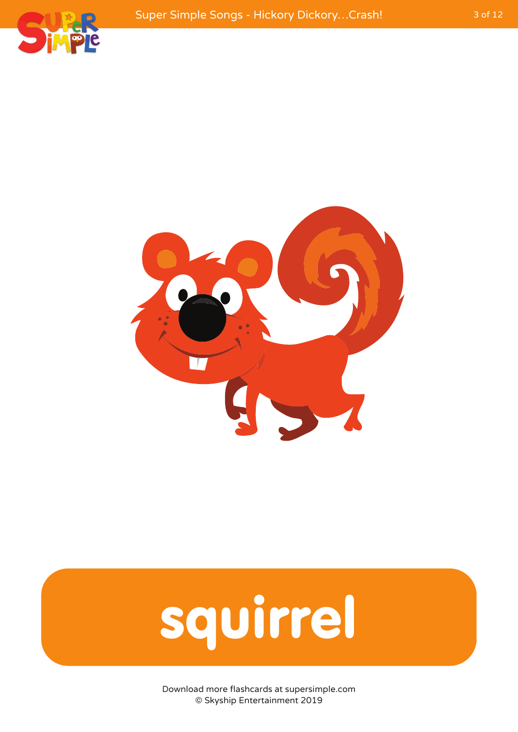# squirrel

Download more flashcards at supersimple.com
© Skyship Entertainment 2019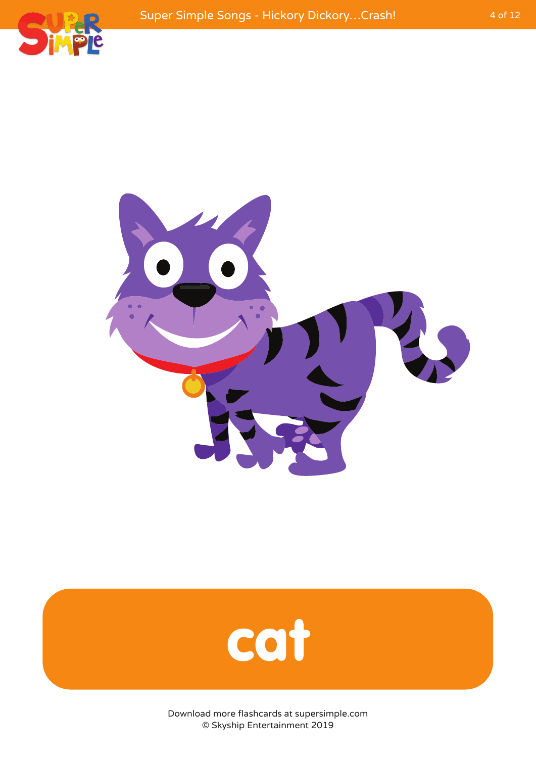# cat

Download more flashcards at supersimple.com
© Skyship Entertainment 2019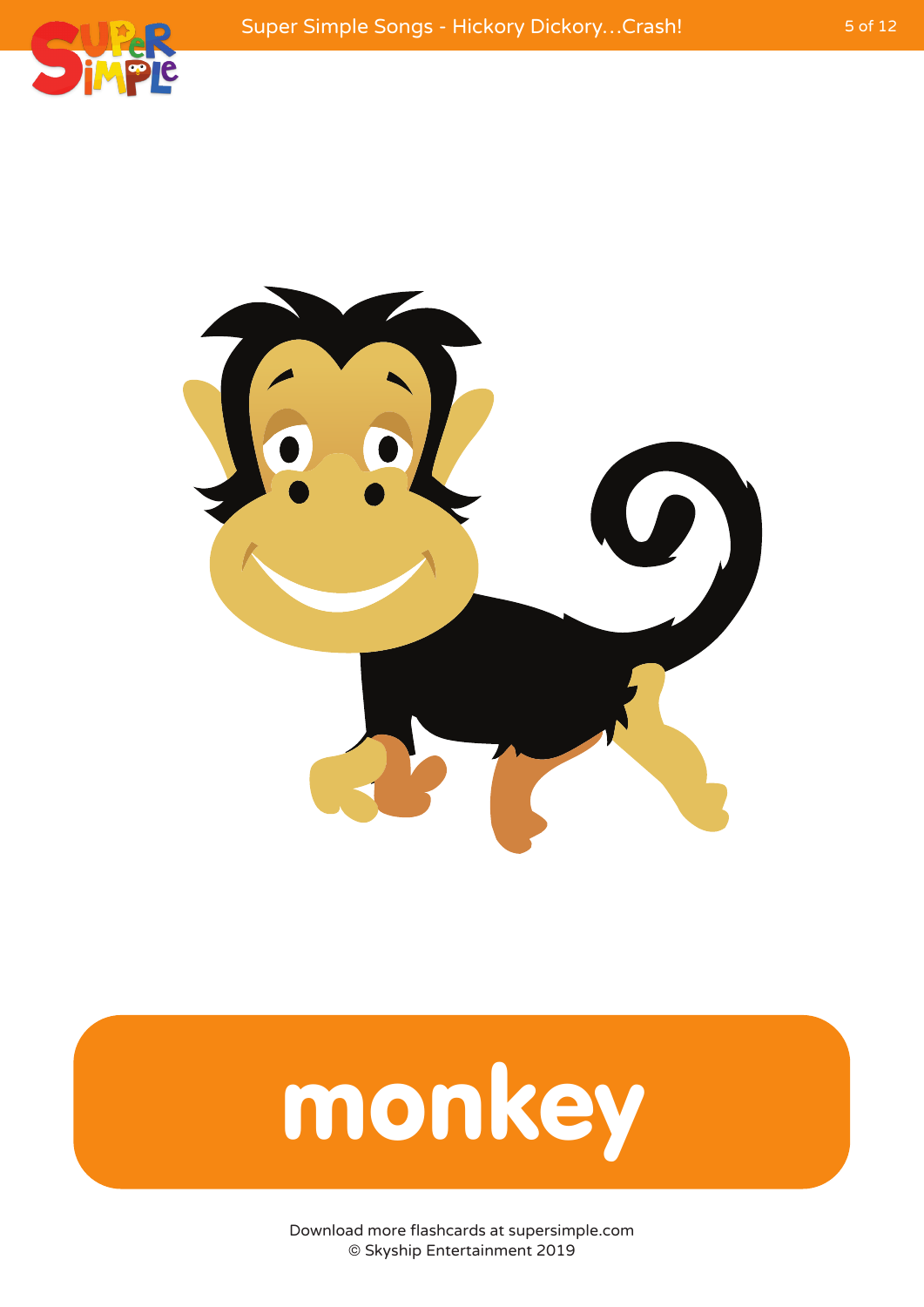# monkey

Download more flashcards at supersimple.com
© Skyship Entertainment 2019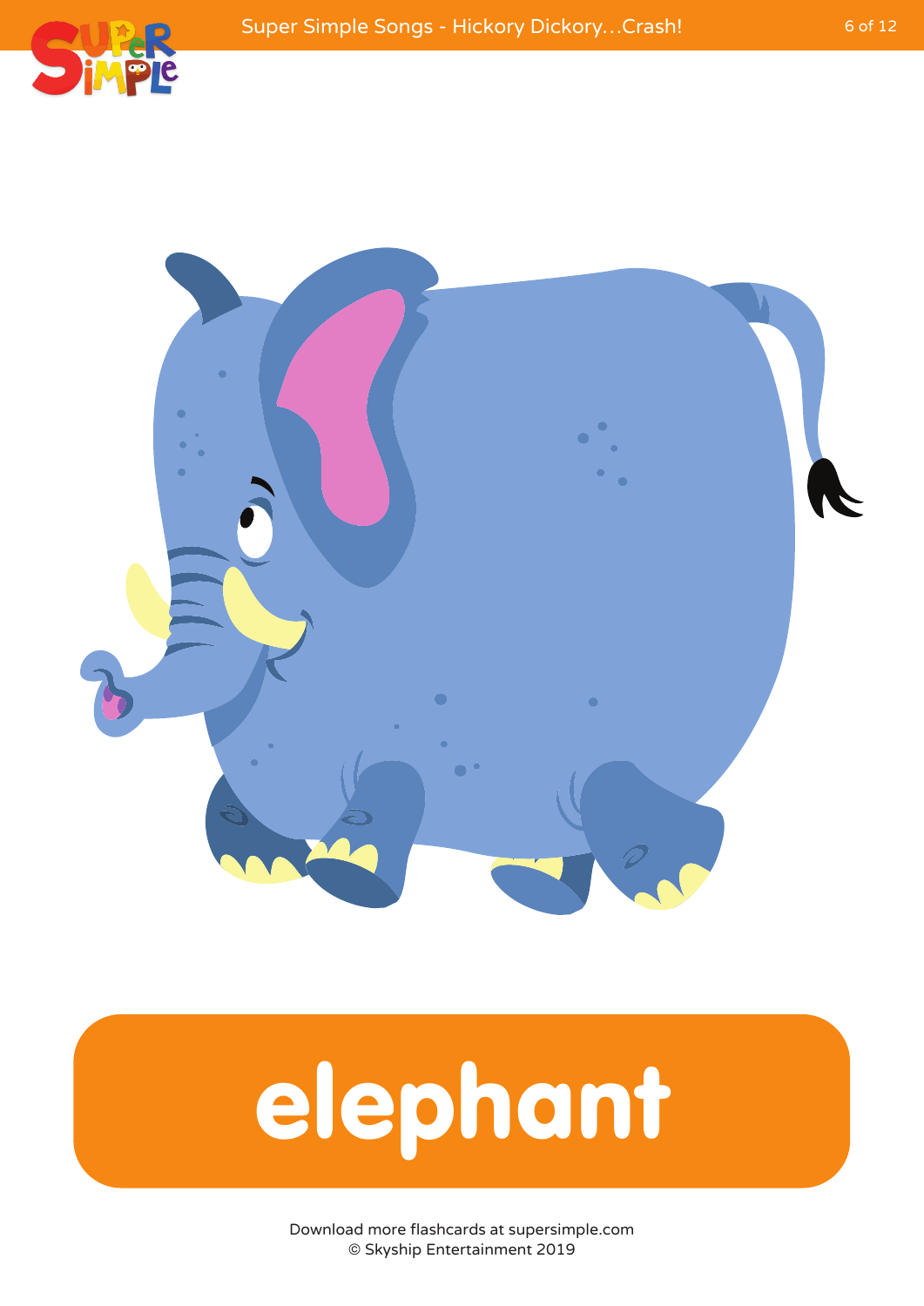# elephant

Download more flashcards at supersimple.com
© Skyship Entertainment 2019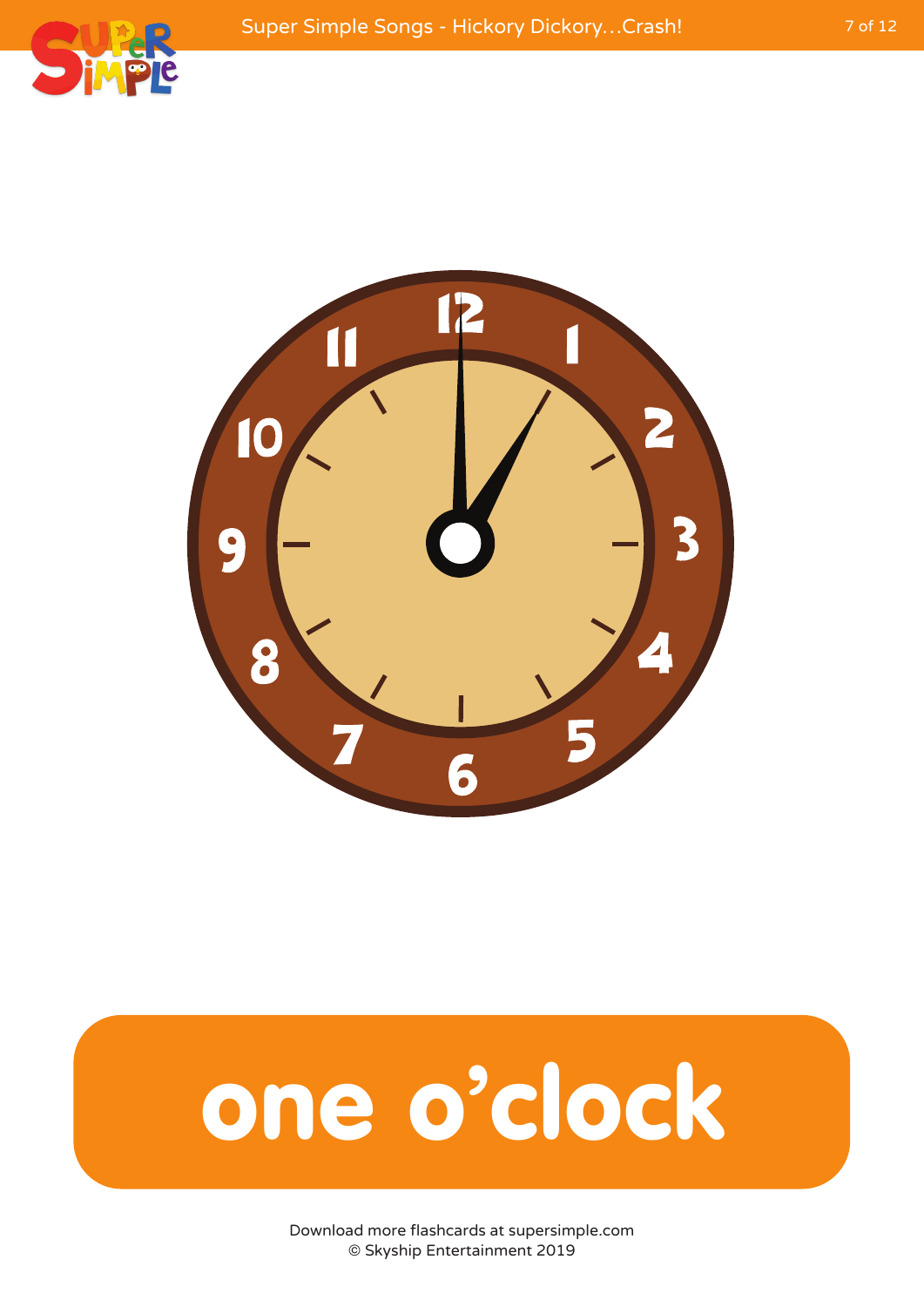# one o'clock

Download more flashcards at supersimple.com
© Skyship Entertainment 2019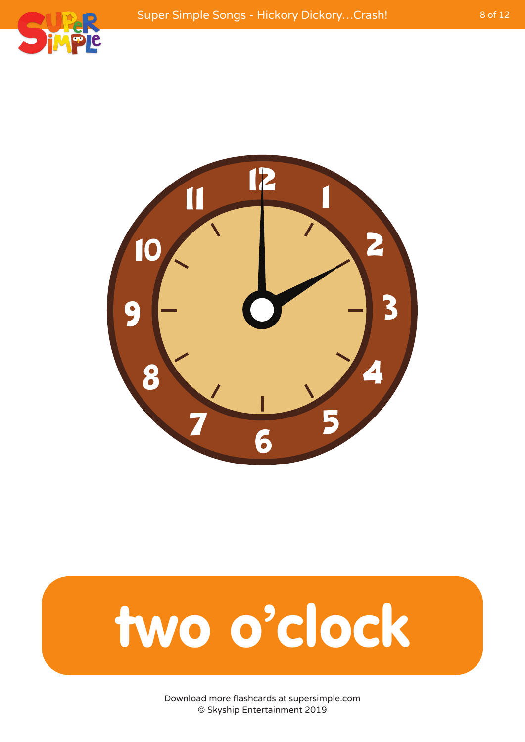two o'clock

Download more flashcards at supersimple.com
© Skyship Entertainment 2019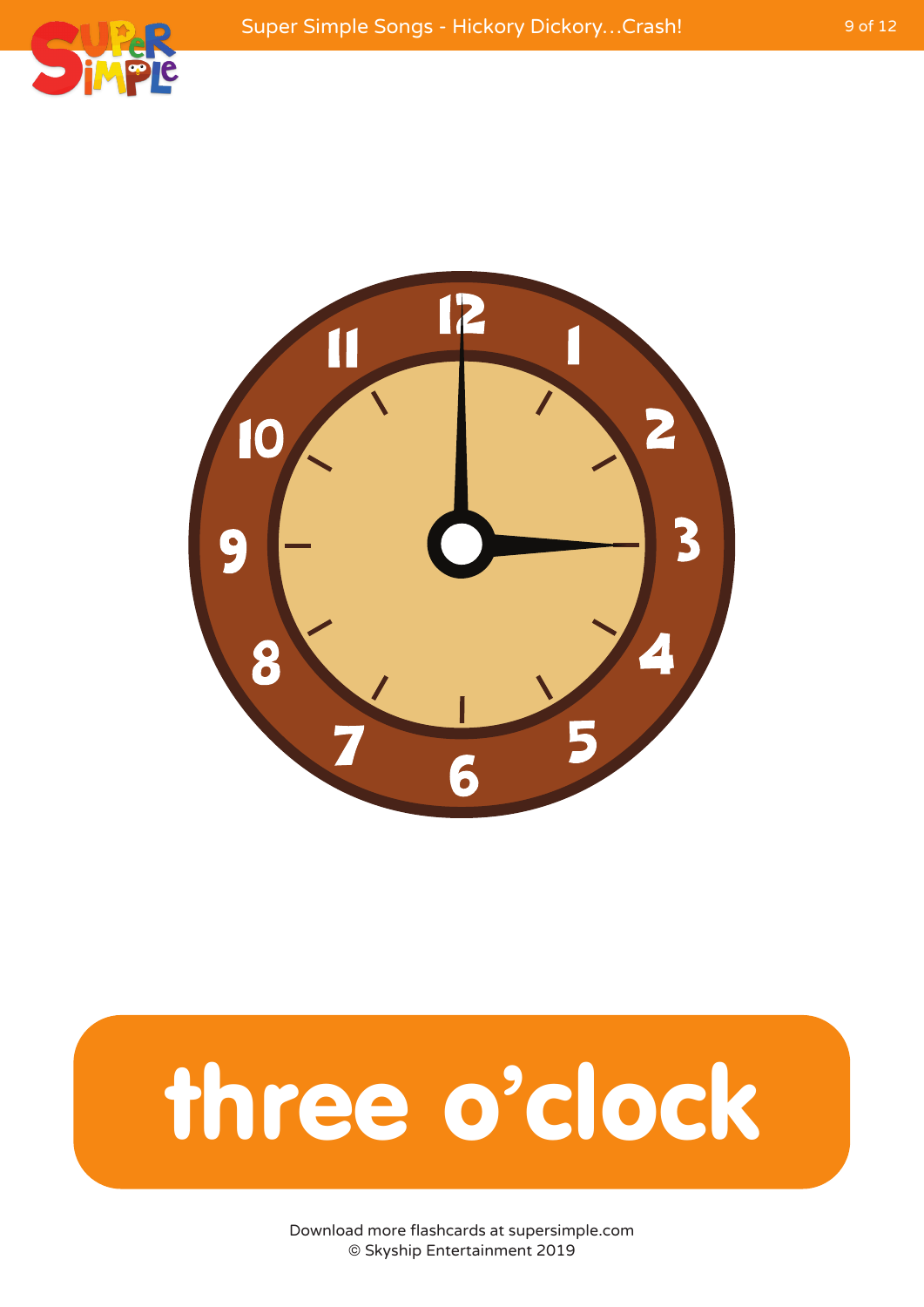# three o'clock

Download more flashcards at supersimple.com
© Skyship Entertainment 2019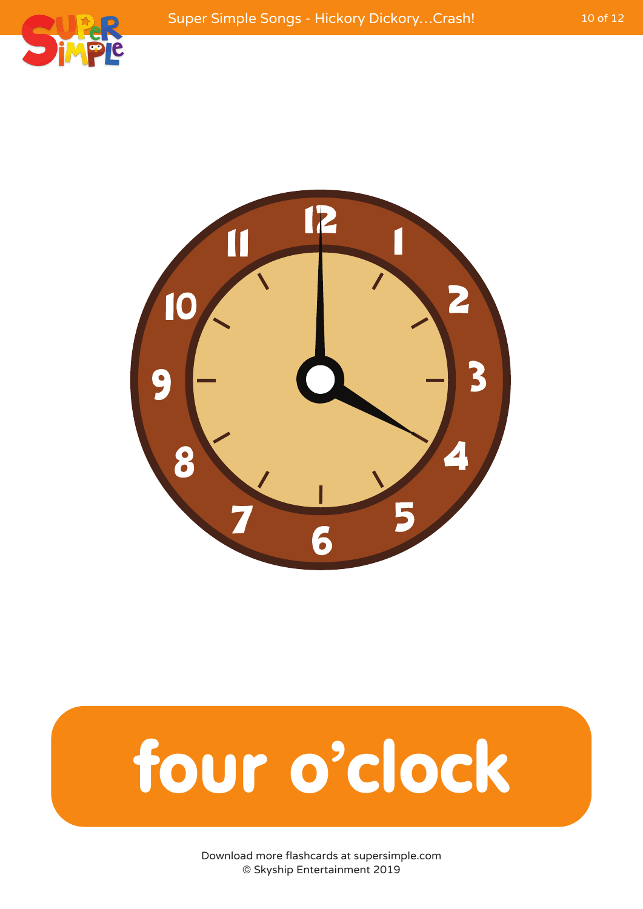# four o’clock

Download more flashcards at supersimple.com
© Skyship Entertainment 2019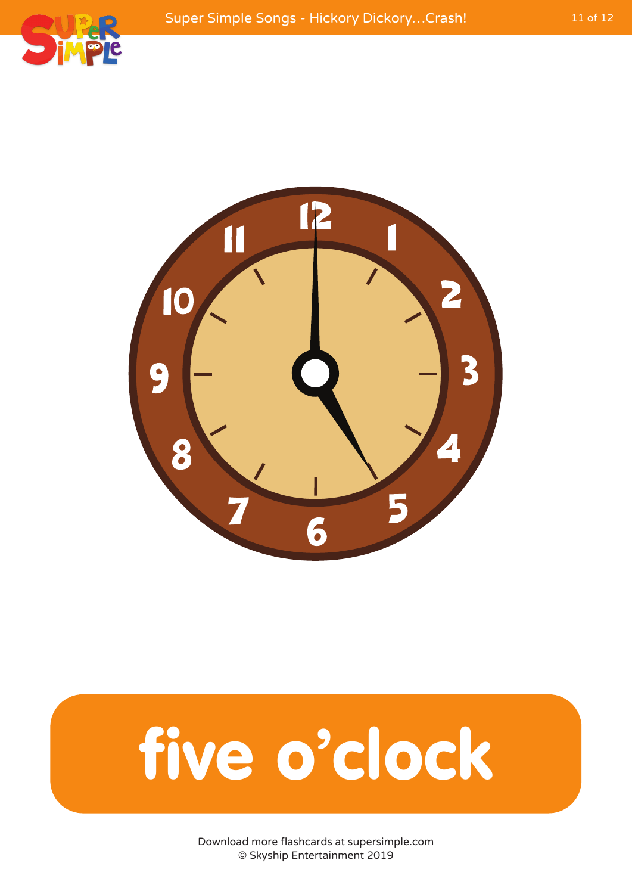# five o'clock

Download more flashcards at supersimple.com
© Skyship Entertainment 2019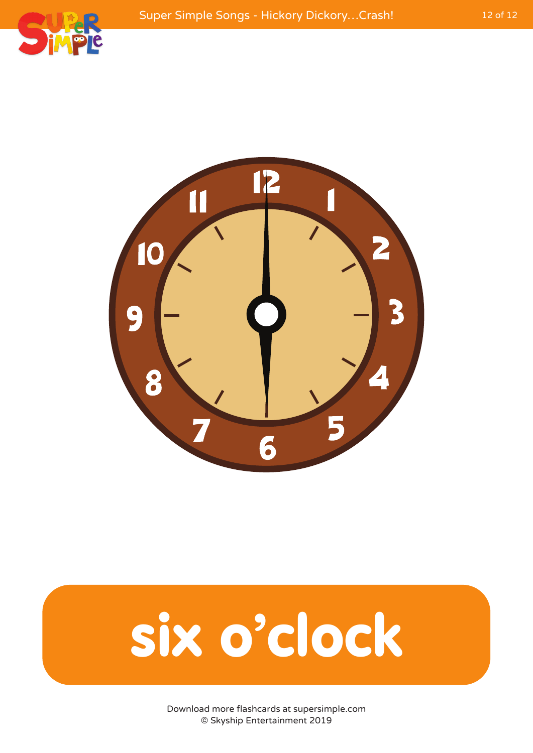six o'clock

Download more flashcards at supersimple.com
© Skyship Entertainment 2019